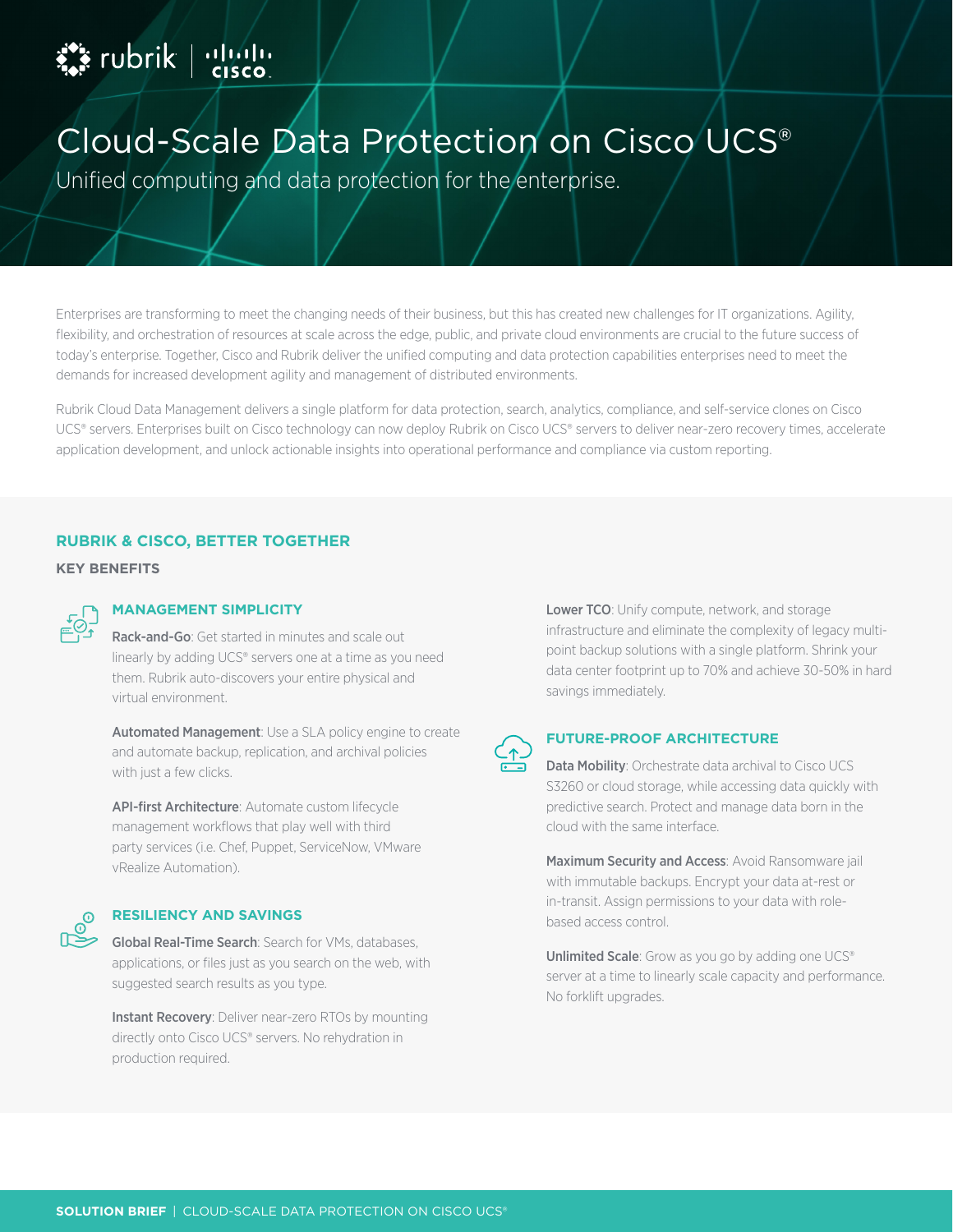# Cloud-Scale Data Protection on Cisco UCS®

Unified computing and data protection for the enterprise.

Enterprises are transforming to meet the changing needs of their business, but this has created new challenges for IT organizations. Agility, flexibility, and orchestration of resources at scale across the edge, public, and private cloud environments are crucial to the future success of today's enterprise. Together, Cisco and Rubrik deliver the unified computing and data protection capabilities enterprises need to meet the demands for increased development agility and management of distributed environments.

Rubrik Cloud Data Management delivers a single platform for data protection, search, analytics, compliance, and self-service clones on Cisco UCS® servers. Enterprises built on Cisco technology can now deploy Rubrik on Cisco UCS® servers to deliver near-zero recovery times, accelerate application development, and unlock actionable insights into operational performance and compliance via custom reporting.

## RUBRIK & CISCO, BETTER TOGETHER

**KEY BENEFITS**

### MANAGEMENT SIMPLICITY

**Rack-and-Go**: Get started in minutes and scale out linearly by adding UCS® servers one at a time as you need them. Rubrik auto-discovers your entire physical and virtual environment.

**Automated Management**: Use a SLA policy engine to create and automate backup, replication, and archival policies with just a few clicks.

**API-first Architecture**: Automate custom lifecycle management workflows that play well with third party services (i.e. Chef, Puppet, ServiceNow, VMware vRealize Automation).

### RESILIENCY AND SAVINGS

**Global Real-Time Search**: Search for VMs, databases, applications, or files just as you search on the web, with suggested search results as you type.

**Instant Recovery**: Deliver near-zero RTOs by mounting directly onto Cisco UCS® servers. No rehydration in production required.

**Lower TCO**: Unify compute, network, and storage infrastructure and eliminate the complexity of legacy multi-point backup solutions with a single platform. Shrink your data center footprint up to 70% and achieve 30-50% in hard savings immediately.

### FUTURE-PROOF ARCHITECTURE

**Data Mobility**: Orchestrate data archival to Cisco UCS S3260 or cloud storage, while accessing data quickly with predictive search. Protect and manage data born in the cloud with the same interface.

**Maximum Security and Access**: Avoid Ransomware jail with immutable backups. Encrypt your data at-rest or in-transit. Assign permissions to your data with role-based access control.

**Unlimited Scale**: Grow as you go by adding one UCS® server at a time to linearly scale capacity and performance. No forklift upgrades.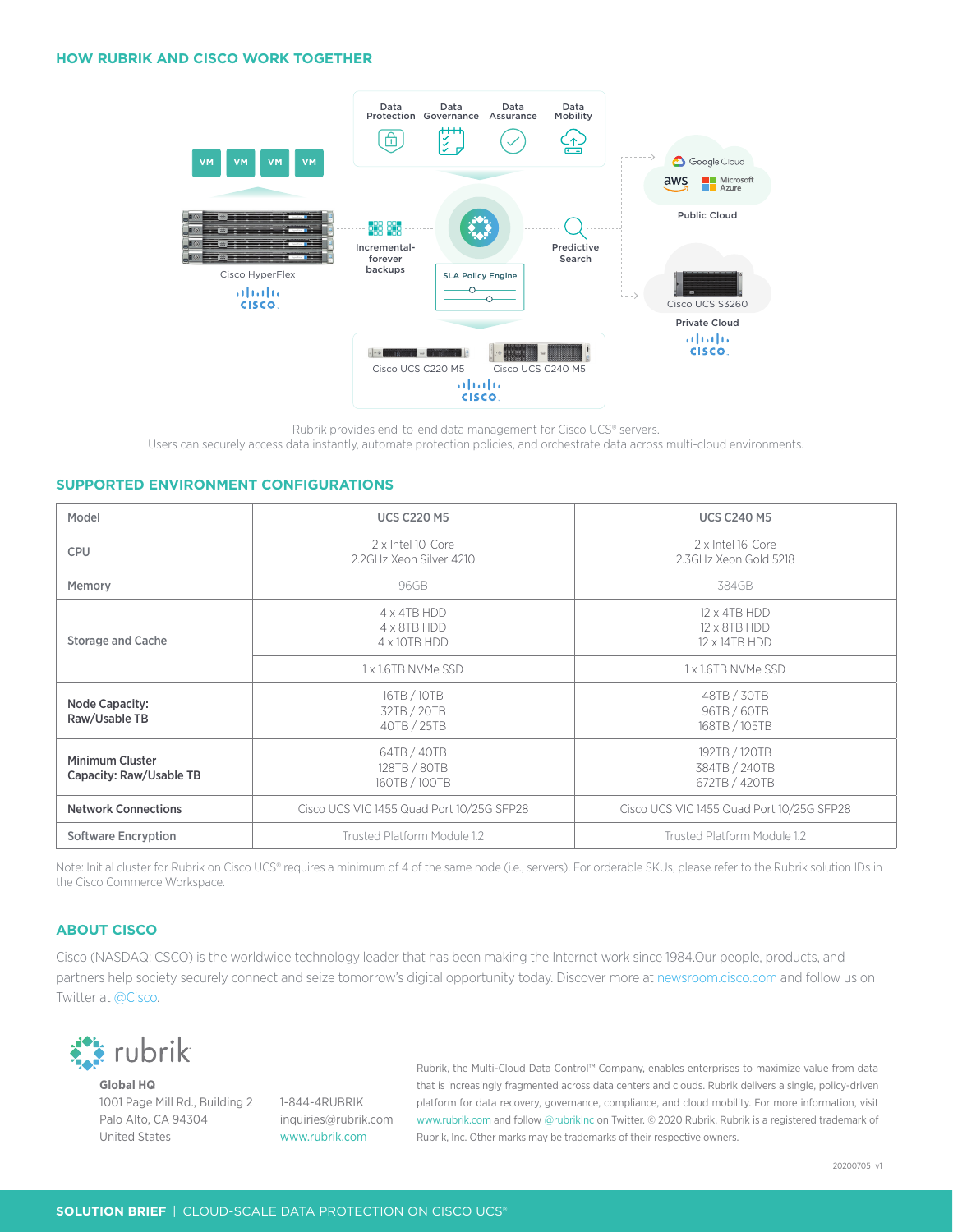## HOW RUBRIK AND CISCO WORK TOGETHER

Data Protection
Data Governance
Data Assurance
Data Mobility

VM VM VM VM

Cisco HyperFlex

Incremental-forever backups

SLA Policy Engine

Predictive Search

Google Cloud
aws
Microsoft Azure

Public Cloud

Cisco UCS S3260

Private Cloud

Cisco UCS C220 M5
Cisco UCS C240 M5

Rubrik provides end-to-end data management for Cisco UCS® servers.
Users can securely access data instantly, automate protection policies, and orchestrate data across multi-cloud environments.

## SUPPORTED ENVIRONMENT CONFIGURATIONS

| Model | UCS C220 M5 | UCS C240 M5 |
|---|---|---|
| CPU | 2 x Intel 10-Core<br>2.2GHz Xeon Silver 4210 | 2 x Intel 16-Core<br>2.3GHz Xeon Gold 5218 |
| Memory | 96GB | 384GB |
| Storage and Cache | 4 x 4TB HDD<br>4 x 8TB HDD<br>4 x 10TB HDD | 12 x 4TB HDD<br>12 x 8TB HDD<br>12 x 14TB HDD |
| | 1 x 1.6TB NVMe SSD | 1 x 1.6TB NVMe SSD |
| Node Capacity: Raw/Usable TB | 16TB / 10TB<br>32TB / 20TB<br>40TB / 25TB | 48TB / 30TB<br>96TB / 60TB<br>168TB / 105TB |
| Minimum Cluster Capacity: Raw/Usable TB | 64TB / 40TB<br>128TB / 80TB<br>160TB / 100TB | 192TB / 120TB<br>384TB / 240TB<br>672TB / 420TB |
| Network Connections | Cisco UCS VIC 1455 Quad Port 10/25G SFP28 | Cisco UCS VIC 1455 Quad Port 10/25G SFP28 |
| Software Encryption | Trusted Platform Module 1.2 | Trusted Platform Module 1.2 |

Note: Initial cluster for Rubrik on Cisco UCS® requires a minimum of 4 of the same node (i.e., servers). For orderable SKUs, please refer to the Rubrik solution IDs in the Cisco Commerce Workspace.

## ABOUT CISCO

Cisco (NASDAQ: CSCO) is the worldwide technology leader that has been making the Internet work since 1984.Our people, products, and partners help society securely connect and seize tomorrow's digital opportunity today. Discover more at newsroom.cisco.com and follow us on Twitter at @Cisco.

rubrik

**Global HQ**
1001 Page Mill Rd., Building 2
Palo Alto, CA 94304
United States

1-844-4RUBRIK
inquiries@rubrik.com
www.rubrik.com

Rubrik, the Multi-Cloud Data Control™ Company, enables enterprises to maximize value from data that is increasingly fragmented across data centers and clouds. Rubrik delivers a single, policy-driven platform for data recovery, governance, compliance, and cloud mobility. For more information, visit www.rubrik.com and follow @rubrikInc on Twitter. © 2020 Rubrik. Rubrik is a registered trademark of Rubrik, Inc. Other marks may be trademarks of their respective owners.

20200705_v1